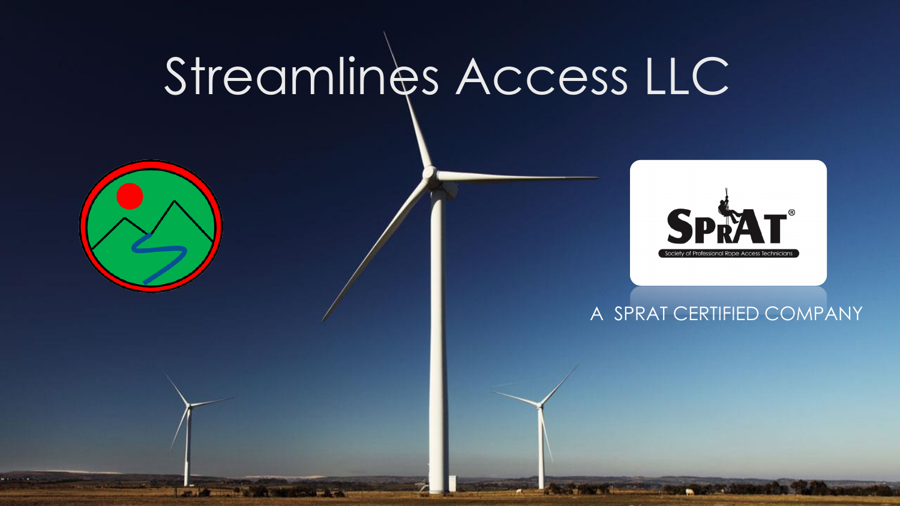# Streamlines Access LLC

A SPRAT CERTIFIED COMPANY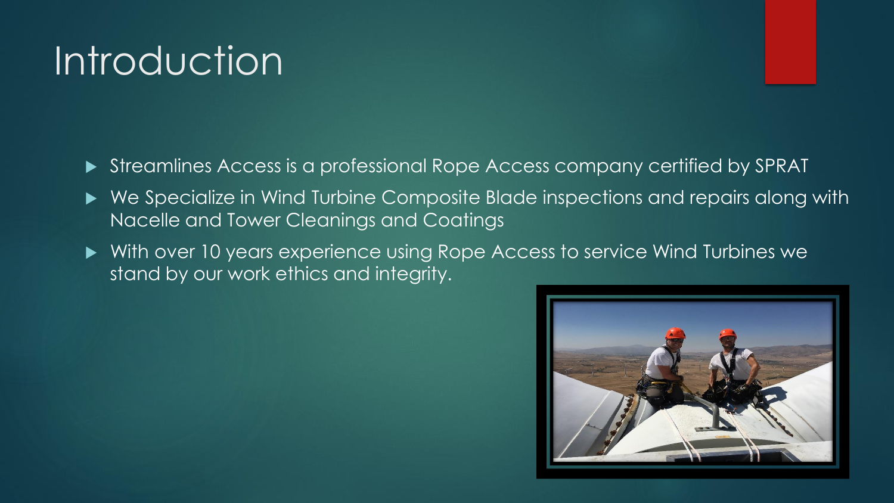# Introduction

- Streamlines Access is a professional Rope Access company certified by SPRAT
- We Specialize in Wind Turbine Composite Blade inspections and repairs along with Nacelle and Tower Cleanings and Coatings
- With over 10 years experience using Rope Access to service Wind Turbines we stand by our work ethics and integrity.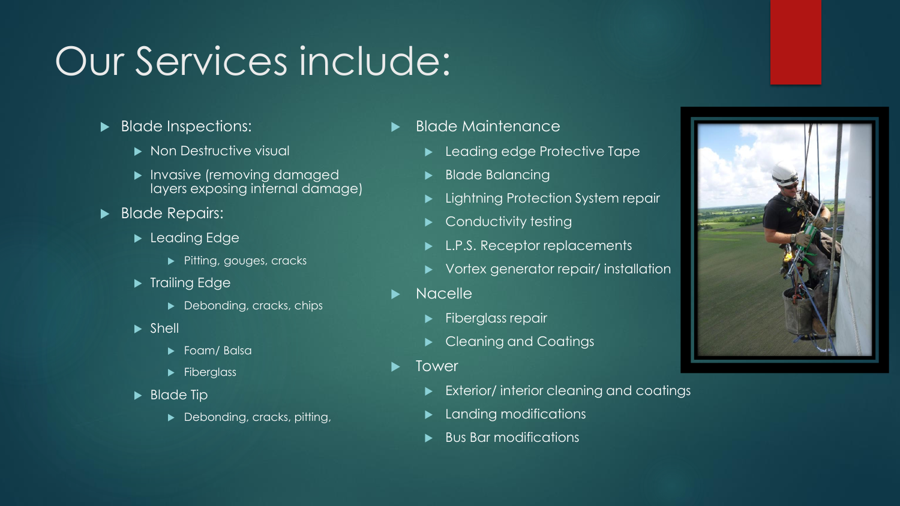# Our Services include:

- Blade Inspections:
  - Non Destructive visual
  - Invasive (removing damaged layers exposing internal damage)
- Blade Repairs:
  - Leading Edge
    - Pitting, gouges, cracks
  - Trailing Edge
    - Debonding, cracks, chips
  - Shell
    - Foam/ Balsa
    - Fiberglass
  - Blade Tip
    - Debonding, cracks, pitting,
- Blade Maintenance
  - Leading edge Protective Tape
  - Blade Balancing
  - Lightning Protection System repair
  - Conductivity testing
  - L.P.S. Receptor replacements
  - Vortex generator repair/ installation
- Nacelle
  - Fiberglass repair
  - Cleaning and Coatings
- Tower
  - Exterior/ interior cleaning and coatings
  - Landing modifications
  - Bus Bar modifications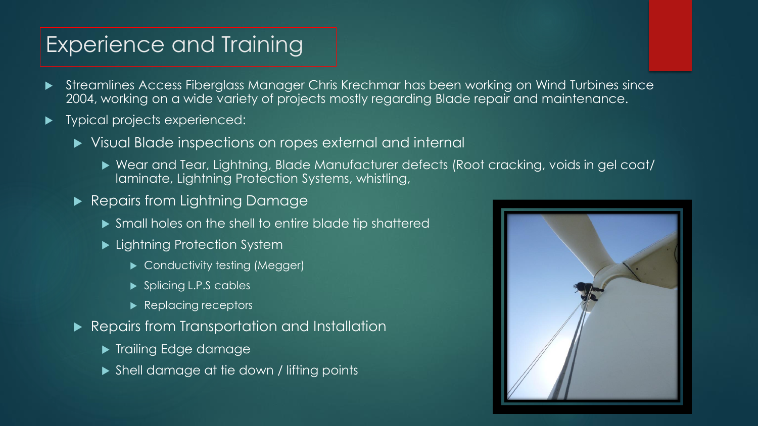# Experience and Training

- Streamlines Access Fiberglass Manager Chris Krechmar has been working on Wind Turbines since 2004, working on a wide variety of projects mostly regarding Blade repair and maintenance.
- Typical projects experienced:
  - Visual Blade inspections on ropes external and internal
    - Wear and Tear, Lightning, Blade Manufacturer defects (Root cracking, voids in gel coat/ laminate, Lightning Protection Systems, whistling,
  - Repairs from Lightning Damage
    - Small holes on the shell to entire blade tip shattered
    - Lightning Protection System
      - Conductivity testing (Megger)
      - Splicing L.P.S cables
      - Replacing receptors
  - Repairs from Transportation and Installation
    - Trailing Edge damage
    - Shell damage at tie down / lifting points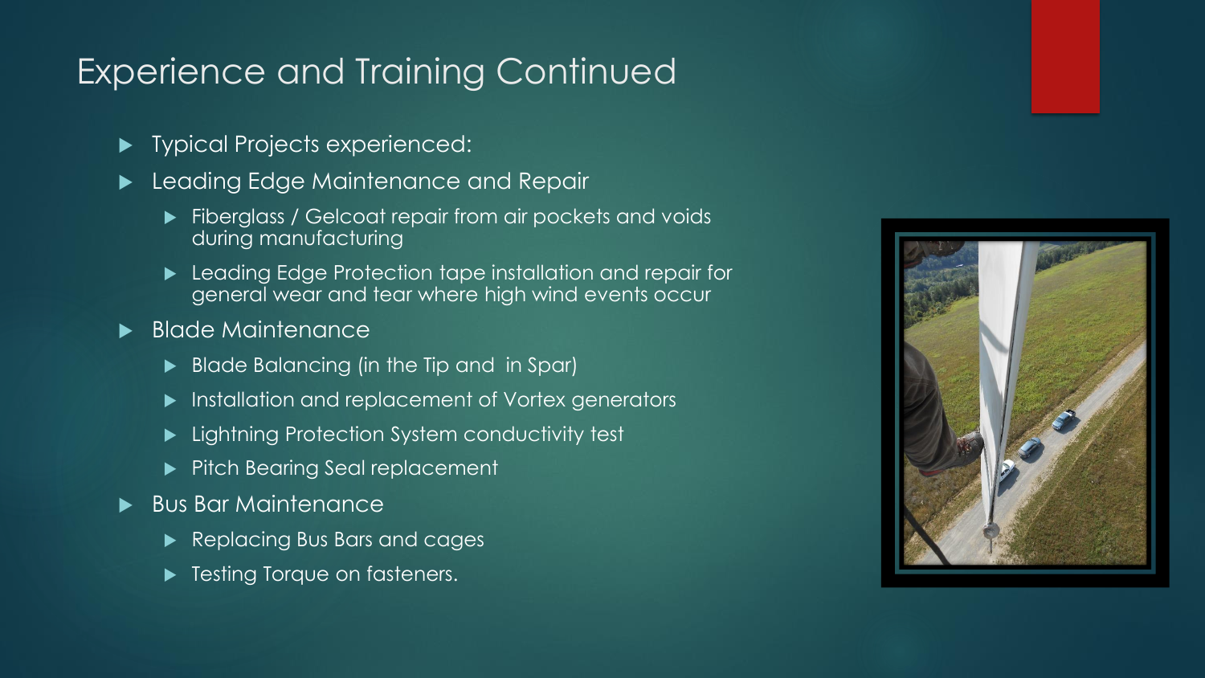# Experience and Training Continued

- Typical Projects experienced:
- Leading Edge Maintenance and Repair
  - Fiberglass / Gelcoat repair from air pockets and voids during manufacturing
  - Leading Edge Protection tape installation and repair for general wear and tear where high wind events occur
- Blade Maintenance
  - Blade Balancing (in the Tip and in Spar)
  - Installation and replacement of Vortex generators
  - Lightning Protection System conductivity test
  - Pitch Bearing Seal replacement
- Bus Bar Maintenance
  - Replacing Bus Bars and cages
  - Testing Torque on fasteners.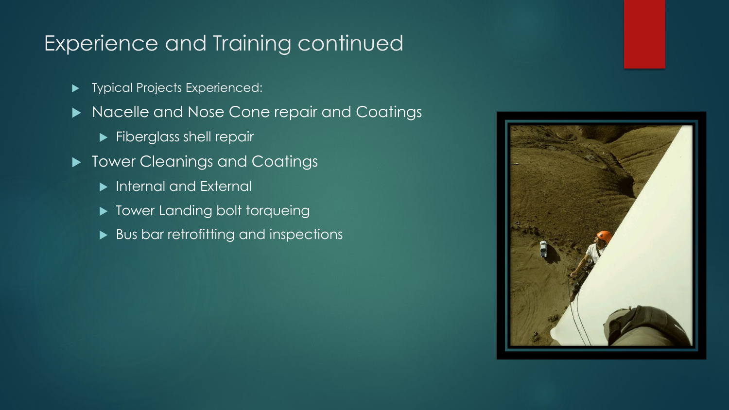## Experience and Training continued

- Typical Projects Experienced:
- Nacelle and Nose Cone repair and Coatings
  - Fiberglass shell repair
- Tower Cleanings and Coatings
  - Internal and External
  - Tower Landing bolt torqueing
  - Bus bar retrofitting and inspections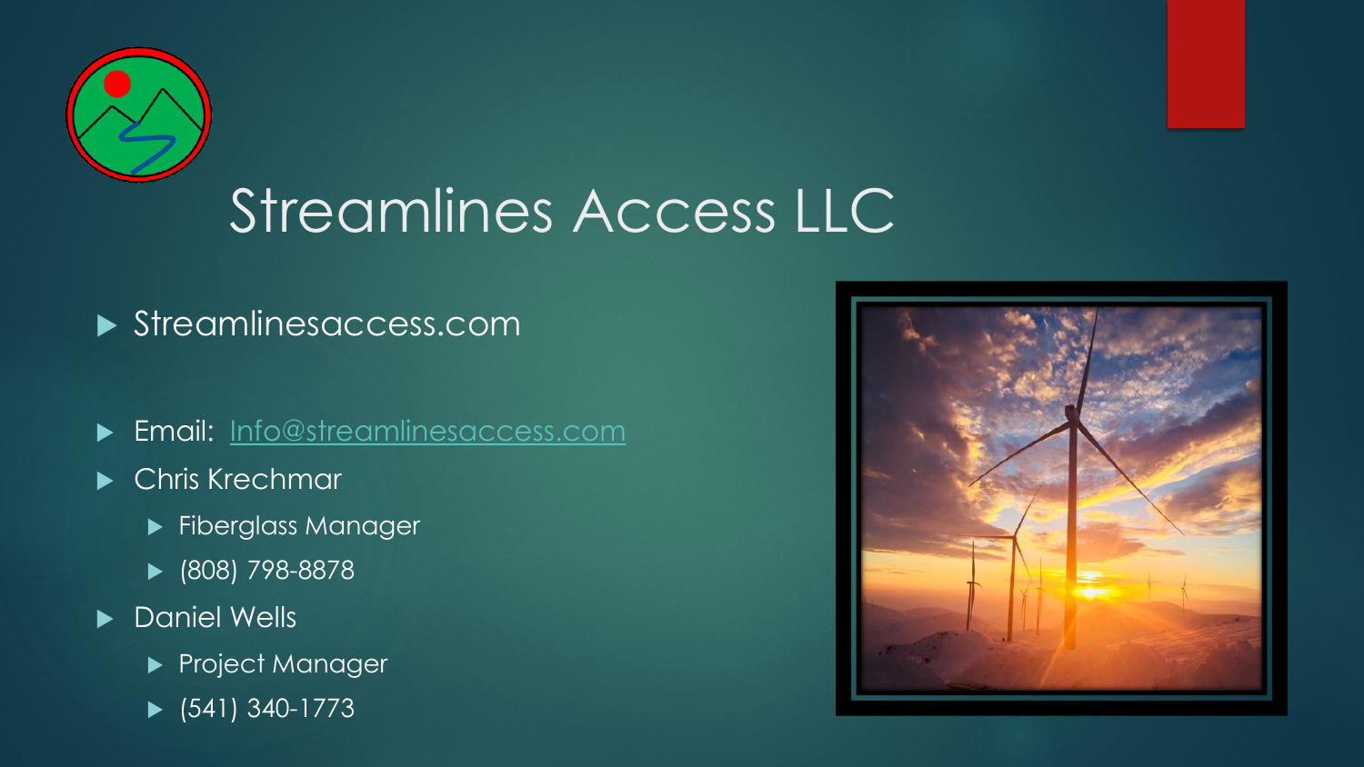# Streamlines Access LLC

- Streamlinesaccess.com

- Email: Info@streamlinesaccess.com
- Chris Krechmar
  - Fiberglass Manager
  - (808) 798-8878
- Daniel Wells
  - Project Manager
  - (541) 340-1773